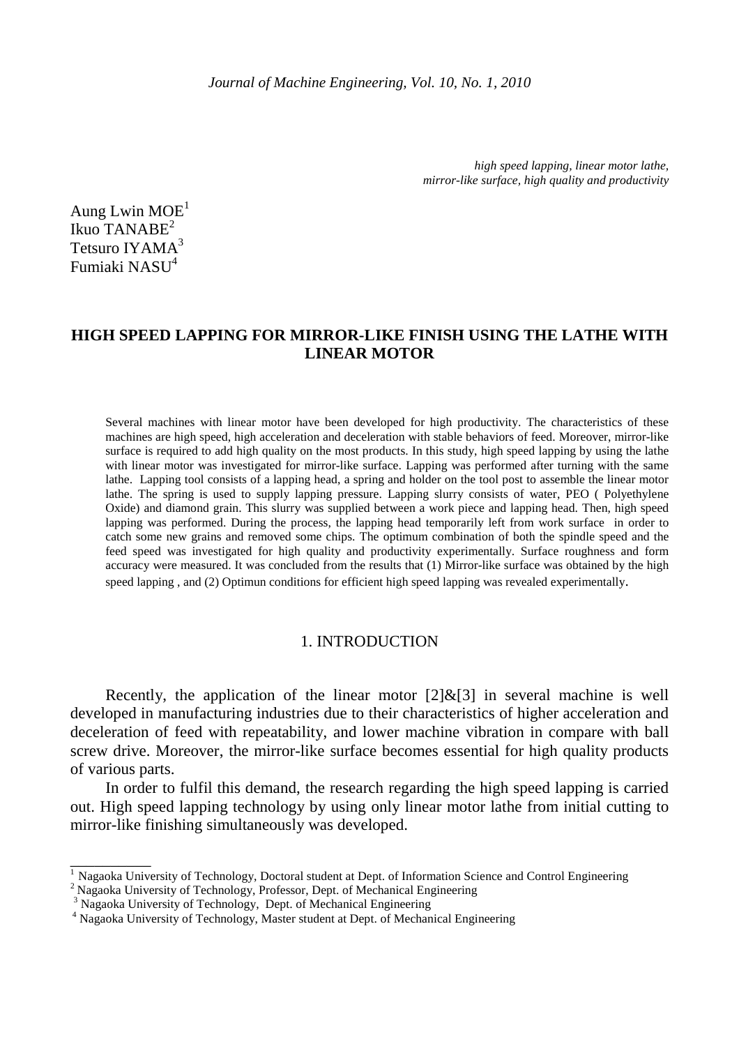*high speed lapping, linear motor lathe, mirror-like surface, high quality and productivity*

Aung Lwin MOE[1]
Ikuo TANABE[2]
Tetsuro IYAMA[3]
Fumiaki NASU[4]

# HIGH SPEED LAPPING FOR MIRROR-LIKE FINISH USING THE LATHE WITH LINEAR MOTOR

Several machines with linear motor have been developed for high productivity. The characteristics of these machines are high speed, high acceleration and deceleration with stable behaviors of feed. Moreover, mirror-like surface is required to add high quality on the most products. In this study, high speed lapping by using the lathe with linear motor was investigated for mirror-like surface. Lapping was performed after turning with the same lathe. Lapping tool consists of a lapping head, a spring and holder on the tool post to assemble the linear motor lathe. The spring is used to supply lapping pressure. Lapping slurry consists of water, PEO ( Polyethylene Oxide) and diamond grain. This slurry was supplied between a work piece and lapping head. Then, high speed lapping was performed. During the process, the lapping head temporarily left from work surface in order to catch some new grains and removed some chips. The optimum combination of both the spindle speed and the feed speed was investigated for high quality and productivity experimentally. Surface roughness and form accuracy were measured. It was concluded from the results that (1) Mirror-like surface was obtained by the high speed lapping , and (2) Optimun conditions for efficient high speed lapping was revealed experimentally.

## 1. INTRODUCTION

Recently, the application of the linear motor [2]&[3] in several machine is well developed in manufacturing industries due to their characteristics of higher acceleration and deceleration of feed with repeatability, and lower machine vibration in compare with ball screw drive. Moreover, the mirror-like surface becomes essential for high quality products of various parts.

In order to fulfil this demand, the research regarding the high speed lapping is carried out. High speed lapping technology by using only linear motor lathe from initial cutting to mirror-like finishing simultaneously was developed.

---

[1] Nagaoka University of Technology, Doctoral student at Dept. of Information Science and Control Engineering
[2] Nagaoka University of Technology, Professor, Dept. of Mechanical Engineering
[3] Nagaoka University of Technology, Dept. of Mechanical Engineering
[4] Nagaoka University of Technology, Master student at Dept. of Mechanical Engineering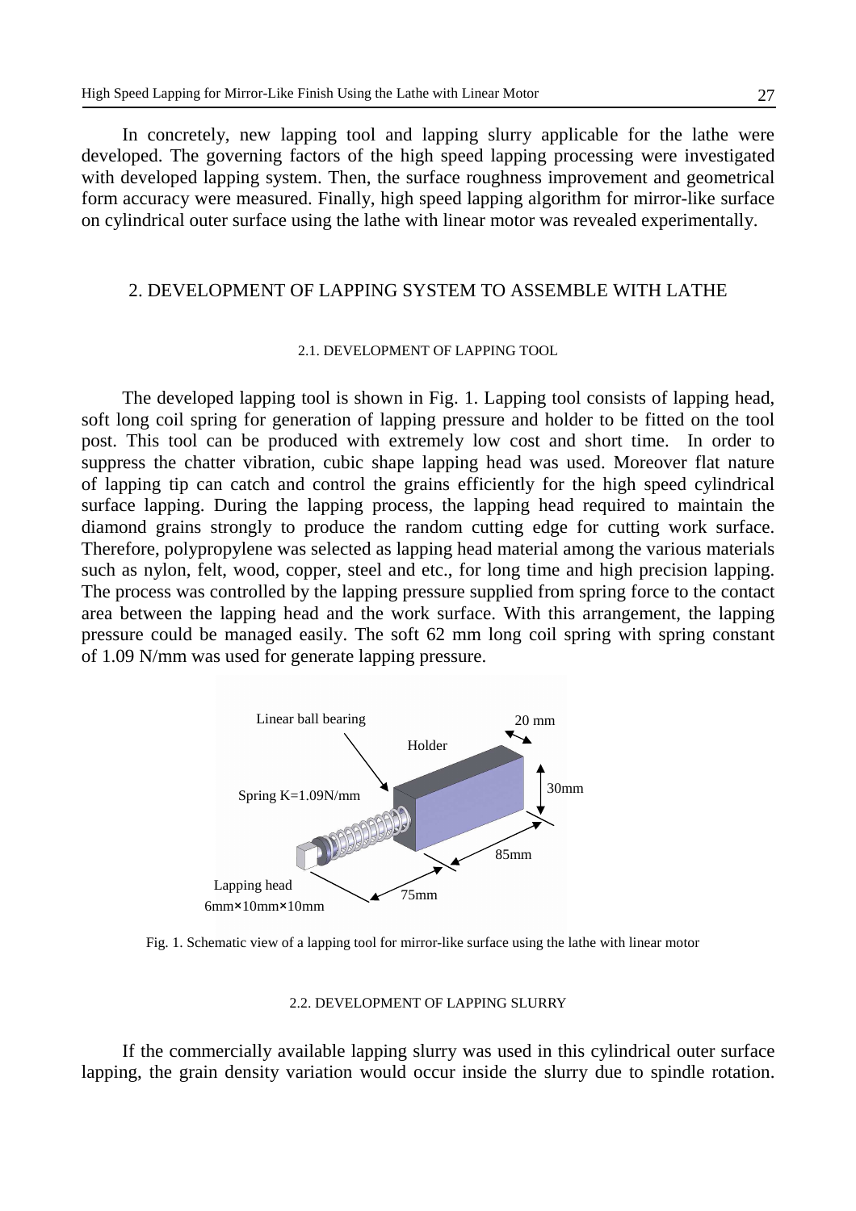In concretely, new lapping tool and lapping slurry applicable for the lathe were developed. The governing factors of the high speed lapping processing were investigated with developed lapping system. Then, the surface roughness improvement and geometrical form accuracy were measured. Finally, high speed lapping algorithm for mirror-like surface on cylindrical outer surface using the lathe with linear motor was revealed experimentally.

## 2. DEVELOPMENT OF LAPPING SYSTEM TO ASSEMBLE WITH LATHE

### 2.1. DEVELOPMENT OF LAPPING TOOL

The developed lapping tool is shown in Fig. 1. Lapping tool consists of lapping head, soft long coil spring for generation of lapping pressure and holder to be fitted on the tool post. This tool can be produced with extremely low cost and short time. In order to suppress the chatter vibration, cubic shape lapping head was used. Moreover flat nature of lapping tip can catch and control the grains efficiently for the high speed cylindrical surface lapping. During the lapping process, the lapping head required to maintain the diamond grains strongly to produce the random cutting edge for cutting work surface. Therefore, polypropylene was selected as lapping head material among the various materials such as nylon, felt, wood, copper, steel and etc., for long time and high precision lapping. The process was controlled by the lapping pressure supplied from spring force to the contact area between the lapping head and the work surface. With this arrangement, the lapping pressure could be managed easily. The soft 62 mm long coil spring with spring constant of 1.09 N/mm was used for generate lapping pressure.

Fig. 1. Schematic view of a lapping tool for mirror-like surface using the lathe with linear motor

### 2.2. DEVELOPMENT OF LAPPING SLURRY

If the commercially available lapping slurry was used in this cylindrical outer surface lapping, the grain density variation would occur inside the slurry due to spindle rotation.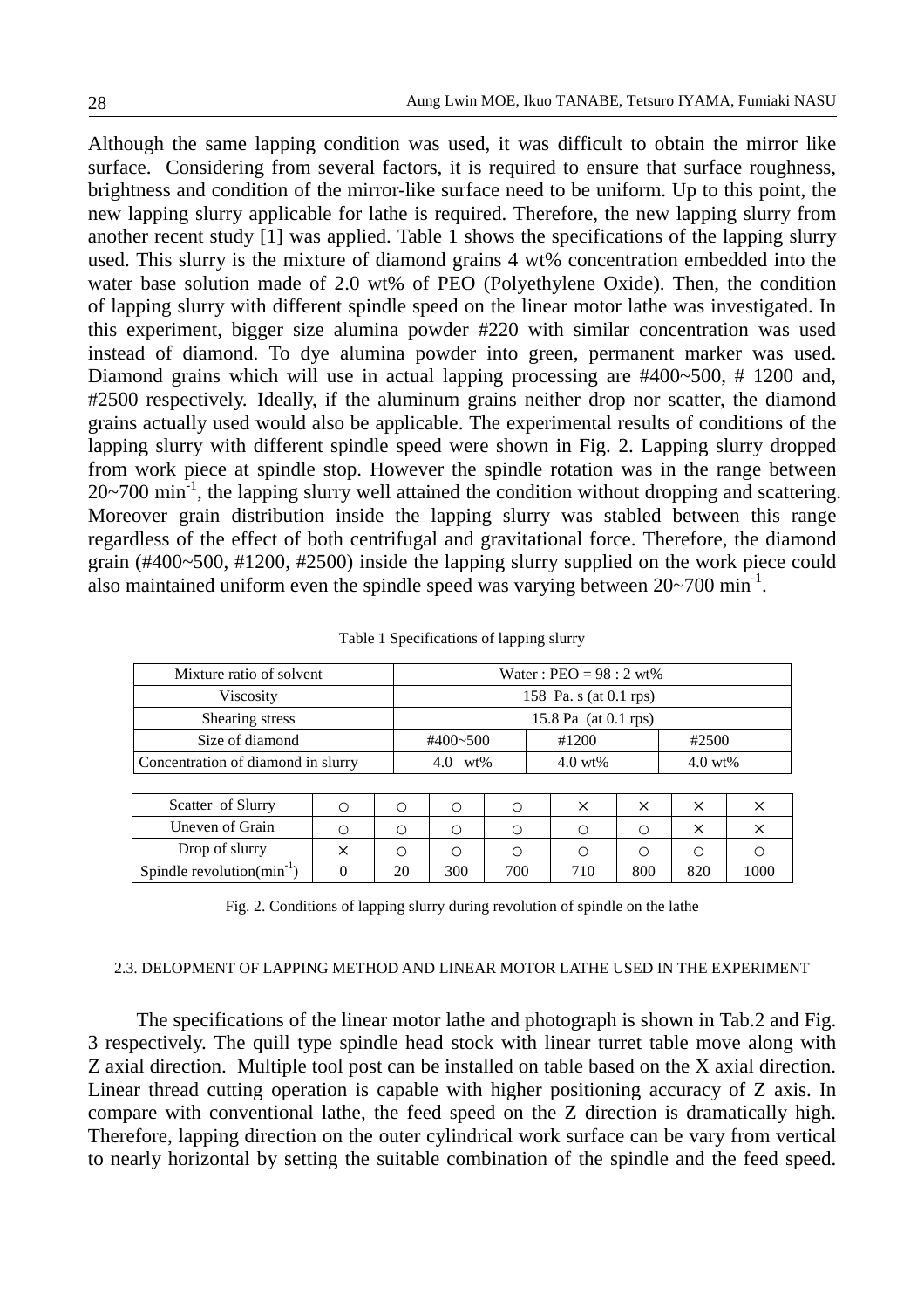Although the same lapping condition was used, it was difficult to obtain the mirror like surface. Considering from several factors, it is required to ensure that surface roughness, brightness and condition of the mirror-like surface need to be uniform. Up to this point, the new lapping slurry applicable for lathe is required. Therefore, the new lapping slurry from another recent study [1] was applied. Table 1 shows the specifications of the lapping slurry used. This slurry is the mixture of diamond grains 4 wt% concentration embedded into the water base solution made of 2.0 wt% of PEO (Polyethylene Oxide). Then, the condition of lapping slurry with different spindle speed on the linear motor lathe was investigated. In this experiment, bigger size alumina powder #220 with similar concentration was used instead of diamond. To dye alumina powder into green, permanent marker was used. Diamond grains which will use in actual lapping processing are #400~500, # 1200 and, #2500 respectively. Ideally, if the aluminum grains neither drop nor scatter, the diamond grains actually used would also be applicable. The experimental results of conditions of the lapping slurry with different spindle speed were shown in Fig. 2. Lapping slurry dropped from work piece at spindle stop. However the spindle rotation was in the range between 20~700 min$^{-1}$, the lapping slurry well attained the condition without dropping and scattering. Moreover grain distribution inside the lapping slurry was stabled between this range regardless of the effect of both centrifugal and gravitational force. Therefore, the diamond grain (#400~500, #1200, #2500) inside the lapping slurry supplied on the work piece could also maintained uniform even the spindle speed was varying between 20~700 min$^{-1}$.

Table 1 Specifications of lapping slurry

| Mixture ratio of solvent | Water : PEO = 98 : 2 wt% | | |
|---|---|---|---|
| Viscosity | 158 Pa. s (at 0.1 rps) | | |
| Shearing stress | 15.8 Pa (at 0.1 rps) | | |
| Size of diamond | #400~500 | #1200 | #2500 |
| Concentration of diamond in slurry | 4.0 wt% | 4.0 wt% | 4.0 wt% |

| Scatter of Slurry | ○ | ○ | ○ | ○ | × | × | × | × |
|---|---|---|---|---|---|---|---|---|
| Uneven of Grain | ○ | ○ | ○ | ○ | ○ | ○ | × | × |
| Drop of slurry | × | ○ | ○ | ○ | ○ | ○ | ○ | ○ |
| Spindle revolution(min$^{-1}$) | 0 | 20 | 300 | 700 | 710 | 800 | 820 | 1000 |

Fig. 2. Conditions of lapping slurry during revolution of spindle on the lathe

### 2.3. DELOPMENT OF LAPPING METHOD AND LINEAR MOTOR LATHE USED IN THE EXPERIMENT

The specifications of the linear motor lathe and photograph is shown in Tab.2 and Fig. 3 respectively. The quill type spindle head stock with linear turret table move along with Z axial direction. Multiple tool post can be installed on table based on the X axial direction. Linear thread cutting operation is capable with higher positioning accuracy of Z axis. In compare with conventional lathe, the feed speed on the Z direction is dramatically high. Therefore, lapping direction on the outer cylindrical work surface can be vary from vertical to nearly horizontal by setting the suitable combination of the spindle and the feed speed.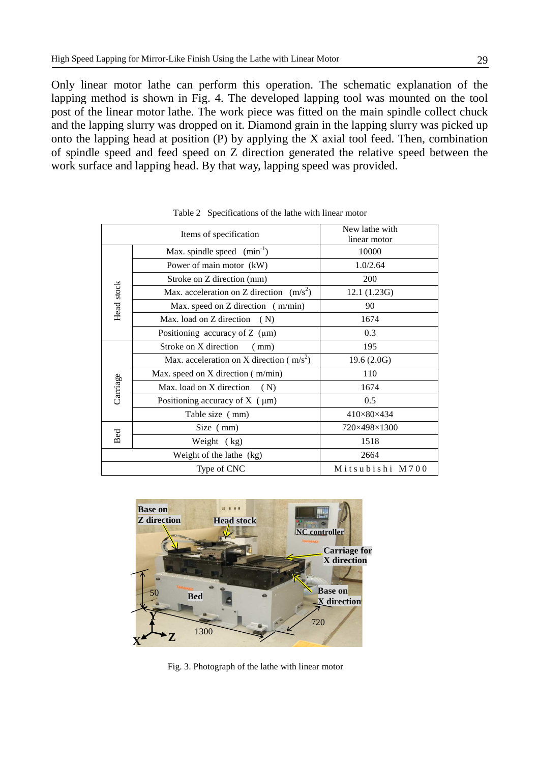Only linear motor lathe can perform this operation. The schematic explanation of the lapping method is shown in Fig. 4. The developed lapping tool was mounted on the tool post of the linear motor lathe. The work piece was fitted on the main spindle collect chuck and the lapping slurry was dropped on it. Diamond grain in the lapping slurry was picked up onto the lapping head at position (P) by applying the X axial tool feed. Then, combination of spindle speed and feed speed on Z direction generated the relative speed between the work surface and lapping head. By that way, lapping speed was provided.

Table 2 Specifications of the lathe with linear motor

| Items of specification | | New lathe with linear motor |
|---|---|---|
| Head stock | Max. spindle speed ($min^{-1}$) | 10000 |
| | Power of main motor (kW) | 1.0/2.64 |
| | Stroke on Z direction (mm) | 200 |
| | Max. acceleration on Z direction ($m/s^2$) | 12.1 (1.23G) |
| | Max. speed on Z direction (m/min) | 90 |
| | Max. load on Z direction (N) | 1674 |
| | Positioning accuracy of Z (μm) | 0.3 |
| Carriage | Stroke on X direction (mm) | 195 |
| | Max. acceleration on X direction ($m/s^2$) | 19.6 (2.0G) |
| | Max. speed on X direction (m/min) | 110 |
| | Max. load on X direction (N) | 1674 |
| | Positioning accuracy of X (μm) | 0.5 |
| | Table size (mm) | 410×80×434 |
| Bed | Size (mm) | 720×498×1300 |
| | Weight (kg) | 1518 |
| Weight of the lathe (kg) | | 2664 |
| Type of CNC | | Mitsubishi M700 |

Fig. 3. Photograph of the lathe with linear motor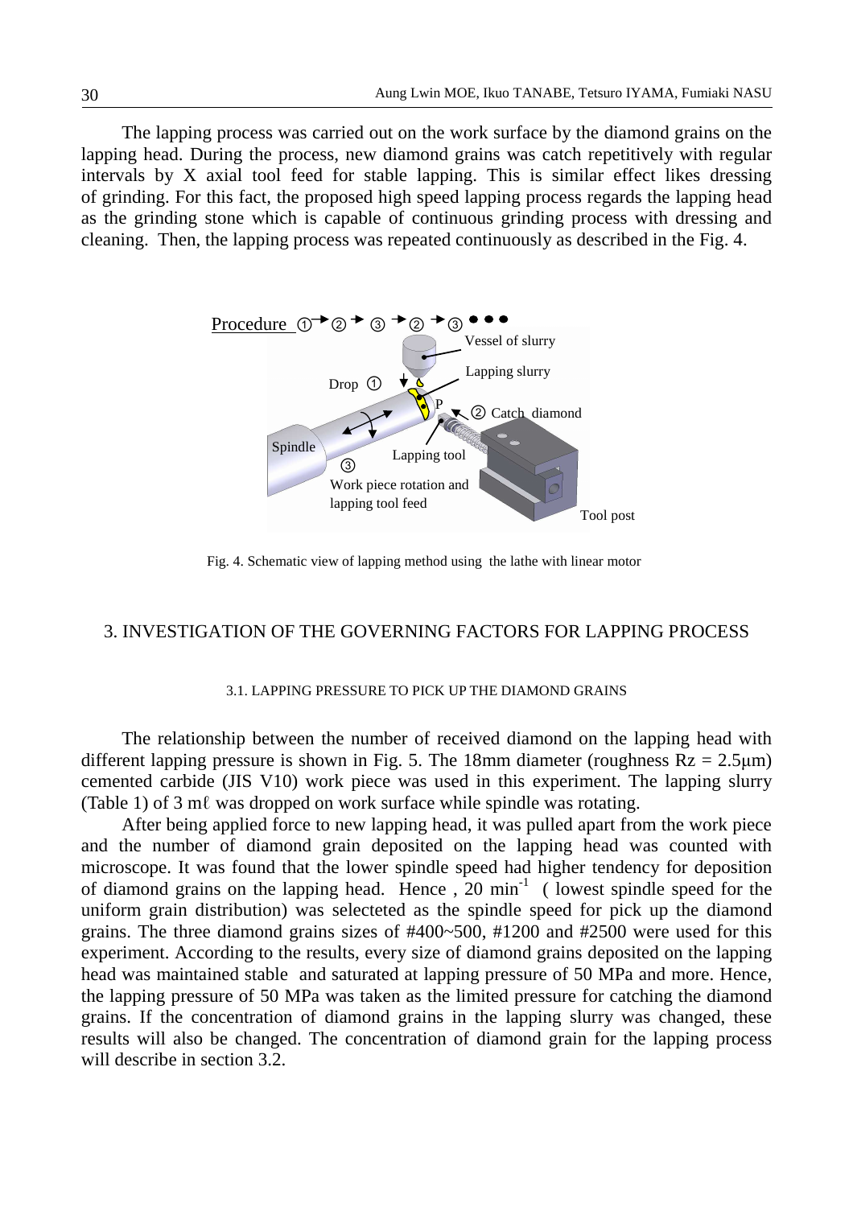The lapping process was carried out on the work surface by the diamond grains on the lapping head. During the process, new diamond grains was catch repetitively with regular intervals by X axial tool feed for stable lapping. This is similar effect likes dressing of grinding. For this fact, the proposed high speed lapping process regards the lapping head as the grinding stone which is capable of continuous grinding process with dressing and cleaning. Then, the lapping process was repeated continuously as described in the Fig. 4.

Fig. 4. Schematic view of lapping method using the lathe with linear motor

## 3. INVESTIGATION OF THE GOVERNING FACTORS FOR LAPPING PROCESS

### 3.1. LAPPING PRESSURE TO PICK UP THE DIAMOND GRAINS

The relationship between the number of received diamond on the lapping head with different lapping pressure is shown in Fig. 5. The 18mm diameter (roughness $Rz = 2.5\mu m$) cemented carbide (JIS V10) work piece was used in this experiment. The lapping slurry (Table 1) of 3 mℓ was dropped on work surface while spindle was rotating.

After being applied force to new lapping head, it was pulled apart from the work piece and the number of diamond grain deposited on the lapping head was counted with microscope. It was found that the lower spindle speed had higher tendency for deposition of diamond grains on the lapping head. Hence , 20 $min^{-1}$ ( lowest spindle speed for the uniform grain distribution) was selecteted as the spindle speed for pick up the diamond grains. The three diamond grains sizes of #400~500, #1200 and #2500 were used for this experiment. According to the results, every size of diamond grains deposited on the lapping head was maintained stable and saturated at lapping pressure of 50 MPa and more. Hence, the lapping pressure of 50 MPa was taken as the limited pressure for catching the diamond grains. If the concentration of diamond grains in the lapping slurry was changed, these results will also be changed. The concentration of diamond grain for the lapping process will describe in section 3.2.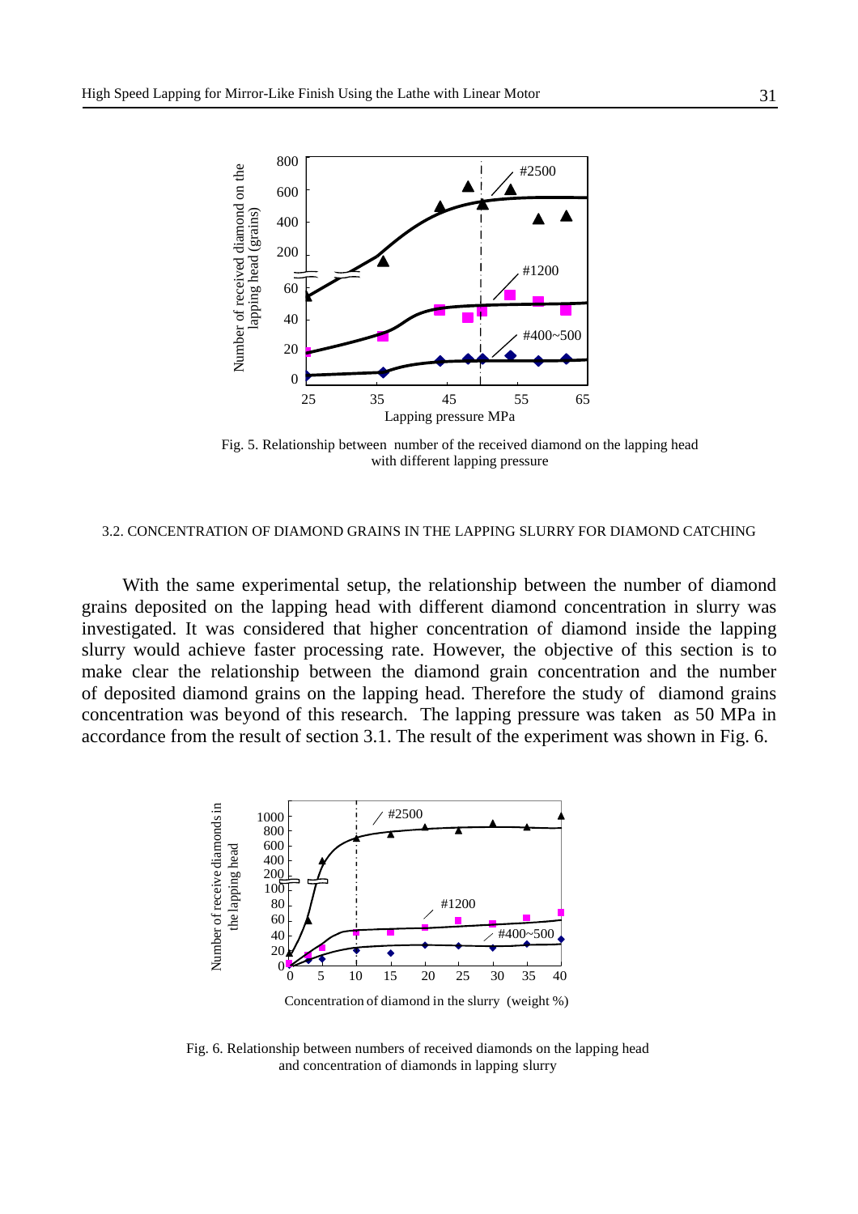Fig. 5. Relationship between number of the received diamond on the lapping head with different lapping pressure

### 3.2. CONCENTRATION OF DIAMOND GRAINS IN THE LAPPING SLURRY FOR DIAMOND CATCHING

With the same experimental setup, the relationship between the number of diamond grains deposited on the lapping head with different diamond concentration in slurry was investigated. It was considered that higher concentration of diamond inside the lapping slurry would achieve faster processing rate. However, the objective of this section is to make clear the relationship between the diamond grain concentration and the number of deposited diamond grains on the lapping head. Therefore the study of diamond grains concentration was beyond of this research. The lapping pressure was taken as 50 MPa in accordance from the result of section 3.1. The result of the experiment was shown in Fig. 6.

Fig. 6. Relationship between numbers of received diamonds on the lapping head and concentration of diamonds in lapping slurry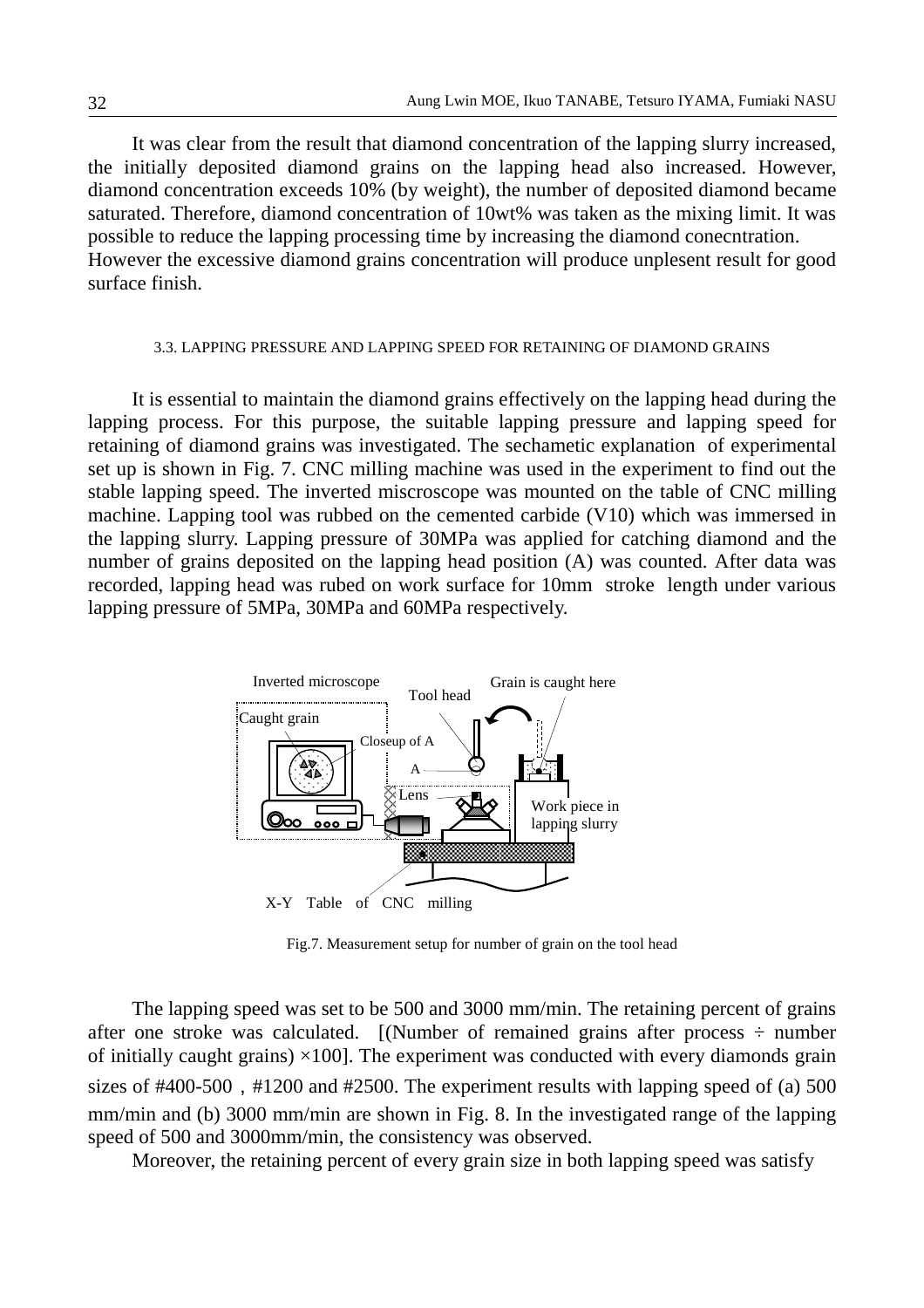It was clear from the result that diamond concentration of the lapping slurry increased, the initially deposited diamond grains on the lapping head also increased. However, diamond concentration exceeds 10% (by weight), the number of deposited diamond became saturated. Therefore, diamond concentration of 10wt% was taken as the mixing limit. It was possible to reduce the lapping processing time by increasing the diamond conecntration. However the excessive diamond grains concentration will produce unplesent result for good surface finish.

### 3.3. LAPPING PRESSURE AND LAPPING SPEED FOR RETAINING OF DIAMOND GRAINS

It is essential to maintain the diamond grains effectively on the lapping head during the lapping process. For this purpose, the suitable lapping pressure and lapping speed for retaining of diamond grains was investigated. The sechametic explanation of experimental set up is shown in Fig. 7. CNC milling machine was used in the experiment to find out the stable lapping speed. The inverted miscroscope was mounted on the table of CNC milling machine. Lapping tool was rubbed on the cemented carbide (V10) which was immersed in the lapping slurry. Lapping pressure of 30MPa was applied for catching diamond and the number of grains deposited on the lapping head position (A) was counted. After data was recorded, lapping head was rubed on work surface for 10mm stroke length under various lapping pressure of 5MPa, 30MPa and 60MPa respectively.

Inverted microscope | Tool head | Grain is caught here | Caught grain | Closeup of A | A | Lens | Work piece in lapping slurry | X-Y Table of CNC milling

Fig.7. Measurement setup for number of grain on the tool head

The lapping speed was set to be 500 and 3000 mm/min. The retaining percent of grains after one stroke was calculated. [(Number of remained grains after process ÷ number of initially caught grains) ×100]. The experiment was conducted with every diamonds grain sizes of #400-500，#1200 and #2500. The experiment results with lapping speed of (a) 500 mm/min and (b) 3000 mm/min are shown in Fig. 8. In the investigated range of the lapping speed of 500 and 3000mm/min, the consistency was observed.

Moreover, the retaining percent of every grain size in both lapping speed was satisfy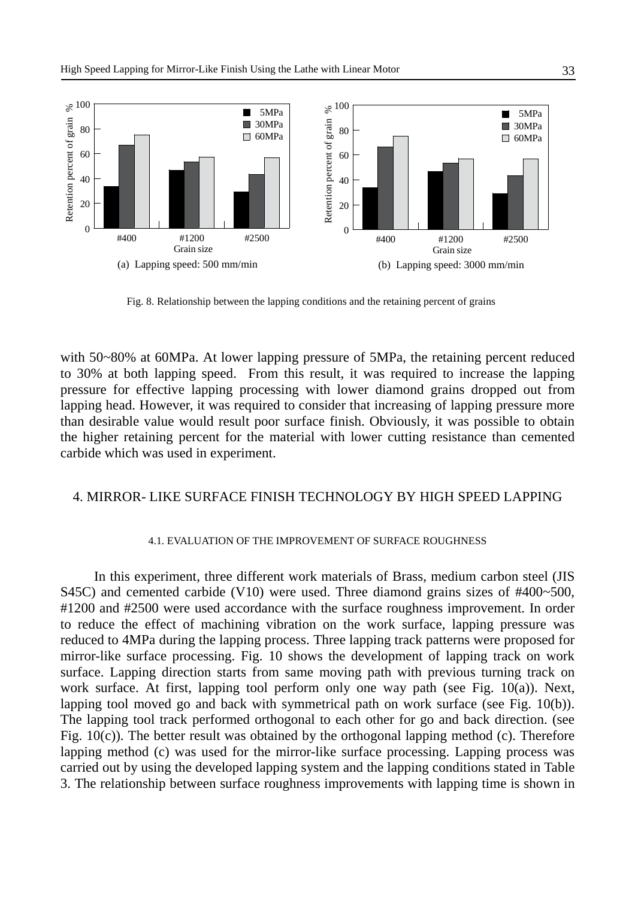Fig. 8. Relationship between the lapping conditions and the retaining percent of grains

with 50~80% at 60MPa. At lower lapping pressure of 5MPa, the retaining percent reduced to 30% at both lapping speed. From this result, it was required to increase the lapping pressure for effective lapping processing with lower diamond grains dropped out from lapping head. However, it was required to consider that increasing of lapping pressure more than desirable value would result poor surface finish. Obviously, it was possible to obtain the higher retaining percent for the material with lower cutting resistance than cemented carbide which was used in experiment.

## 4. MIRROR- LIKE SURFACE FINISH TECHNOLOGY BY HIGH SPEED LAPPING

### 4.1. EVALUATION OF THE IMPROVEMENT OF SURFACE ROUGHNESS

In this experiment, three different work materials of Brass, medium carbon steel (JIS S45C) and cemented carbide (V10) were used. Three diamond grains sizes of #400~500, #1200 and #2500 were used accordance with the surface roughness improvement. In order to reduce the effect of machining vibration on the work surface, lapping pressure was reduced to 4MPa during the lapping process. Three lapping track patterns were proposed for mirror-like surface processing. Fig. 10 shows the development of lapping track on work surface. Lapping direction starts from same moving path with previous turning track on work surface. At first, lapping tool perform only one way path (see Fig. 10(a)). Next, lapping tool moved go and back with symmetrical path on work surface (see Fig. 10(b)). The lapping tool track performed orthogonal to each other for go and back direction. (see Fig. 10(c)). The better result was obtained by the orthogonal lapping method (c). Therefore lapping method (c) was used for the mirror-like surface processing. Lapping process was carried out by using the developed lapping system and the lapping conditions stated in Table 3. The relationship between surface roughness improvements with lapping time is shown in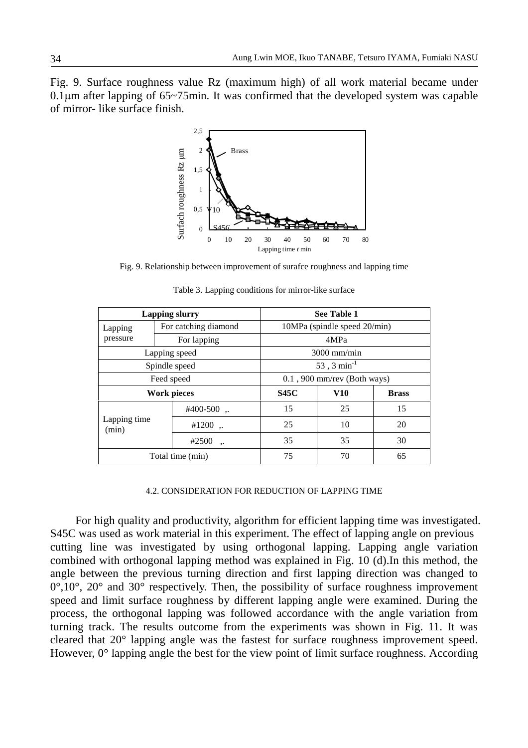Fig. 9. Surface roughness value Rz (maximum high) of all work material became under 0.1μm after lapping of 65~75min. It was confirmed that the developed system was capable of mirror- like surface finish.

Fig. 9. Relationship between improvement of surafce roughness and lapping time

Table 3. Lapping conditions for mirror-like surface

| **Lapping slurry** | | **See Table 1** | | |
|---|---|---|---|---|
| Lapping pressure | For catching diamond | 10MPa (spindle speed 20/min) | | |
| | For lapping | 4MPa | | |
| Lapping speed | | 3000 mm/min | | |
| Spindle speed | | 53 , 3 min$^{-1}$ | | |
| Feed speed | | 0.1 , 900 mm/rev (Both ways) | | |
| **Work pieces** | | **S45C** | **V10** | **Brass** |
| Lapping time (min) | #400-500 ,. | 15 | 25 | 15 |
| | #1200 ,. | 25 | 10 | 20 |
| | #2500 ,. | 35 | 35 | 30 |
| Total time (min) | | 75 | 70 | 65 |

### 4.2. CONSIDERATION FOR REDUCTION OF LAPPING TIME

For high quality and productivity, algorithm for efficient lapping time was investigated. S45C was used as work material in this experiment. The effect of lapping angle on previous cutting line was investigated by using orthogonal lapping. Lapping angle variation combined with orthogonal lapping method was explained in Fig. 10 (d).In this method, the angle between the previous turning direction and first lapping direction was changed to 0°,10°, 20° and 30° respectively. Then, the possibility of surface roughness improvement speed and limit surface roughness by different lapping angle were examined. During the process, the orthogonal lapping was followed accordance with the angle variation from turning track. The results outcome from the experiments was shown in Fig. 11. It was cleared that 20° lapping angle was the fastest for surface roughness improvement speed. However, 0° lapping angle the best for the view point of limit surface roughness. According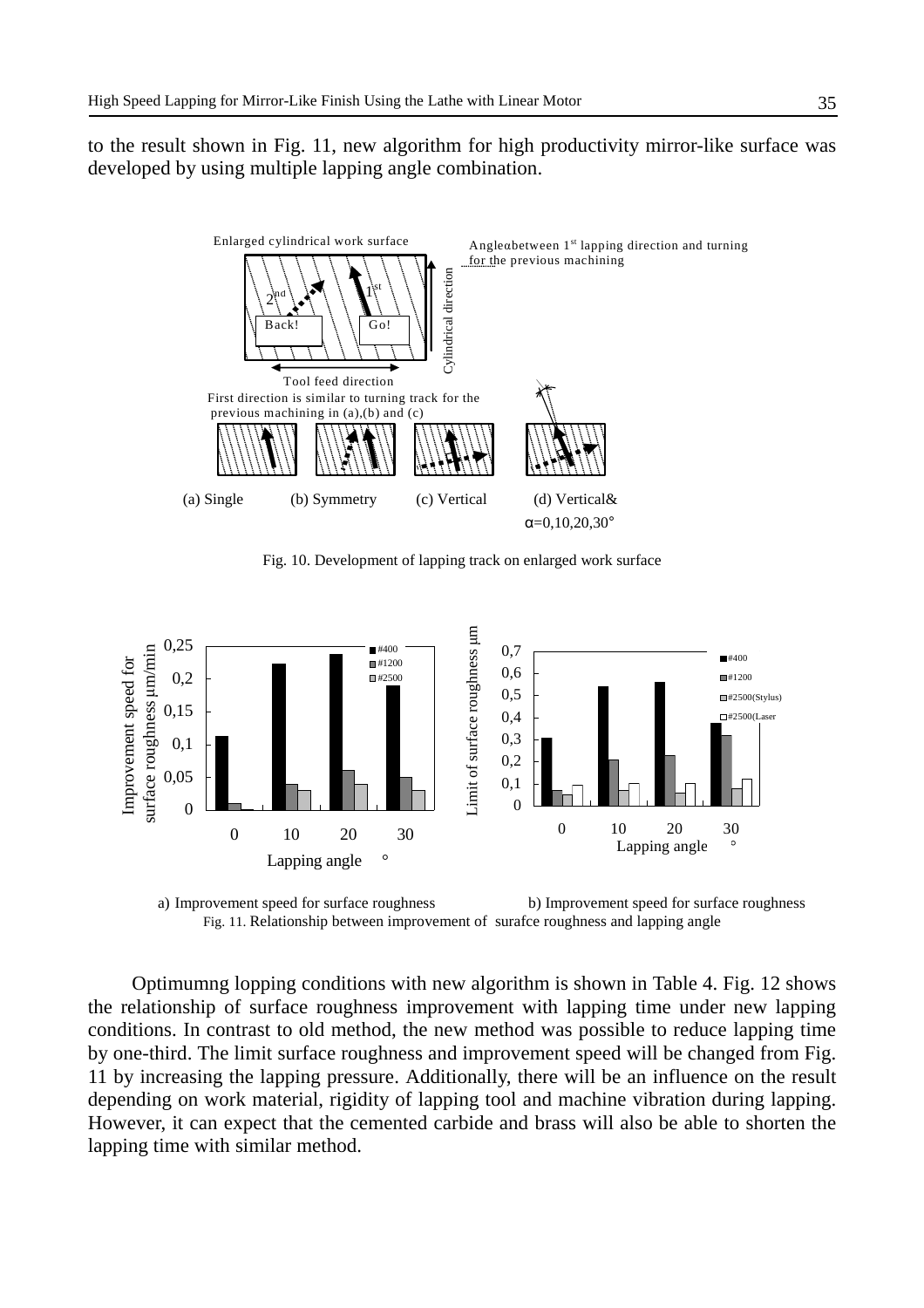to the result shown in Fig. 11, new algorithm for high productivity mirror-like surface was developed by using multiple lapping angle combination.

Fig. 10. Development of lapping track on enlarged work surface

a) Improvement speed for surface roughness b) Improvement speed for surface roughness

Fig. 11. Relationship between improvement of surafce roughness and lapping angle

Optimumng lopping conditions with new algorithm is shown in Table 4. Fig. 12 shows the relationship of surface roughness improvement with lapping time under new lapping conditions. In contrast to old method, the new method was possible to reduce lapping time by one-third. The limit surface roughness and improvement speed will be changed from Fig. 11 by increasing the lapping pressure. Additionally, there will be an influence on the result depending on work material, rigidity of lapping tool and machine vibration during lapping. However, it can expect that the cemented carbide and brass will also be able to shorten the lapping time with similar method.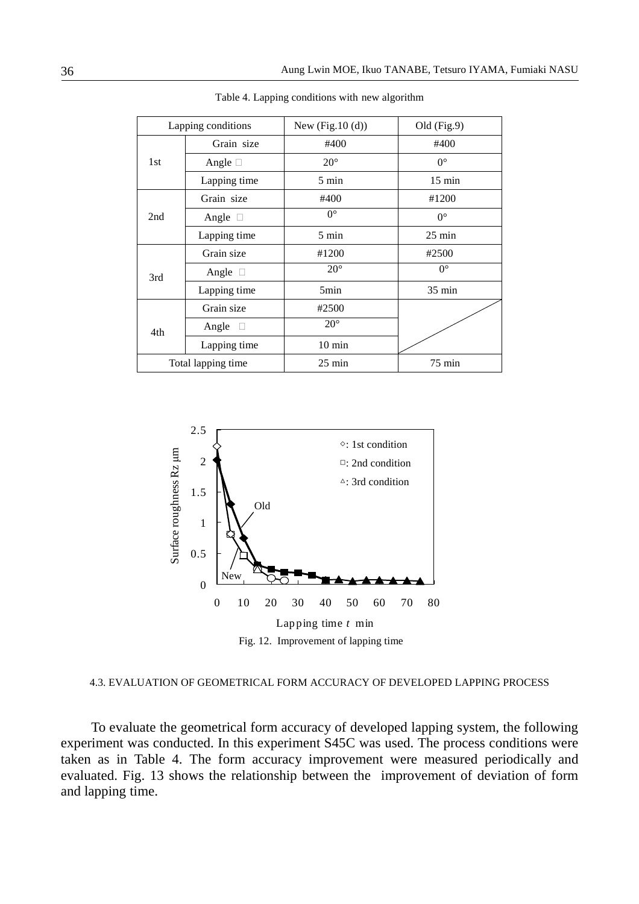Table 4. Lapping conditions with new algorithm

| Lapping conditions | | New (Fig.10 (d)) | Old (Fig.9) |
|---|---|---|---|
| 1st | Grain size | #400 | #400 |
| | Angle □ | 20° | 0° |
| | Lapping time | 5 min | 15 min |
| 2nd | Grain size | #400 | #1200 |
| | Angle □ | 0° | 0° |
| | Lapping time | 5 min | 25 min |
| 3rd | Grain size | #1200 | #2500 |
| | Angle □ | 20° | 0° |
| | Lapping time | 5min | 35 min |
| 4th | Grain size | #2500 | |
| | Angle □ | 20° | |
| | Lapping time | 10 min | |
| Total lapping time | | 25 min | 75 min |

Fig. 12. Improvement of lapping time

### 4.3. EVALUATION OF GEOMETRICAL FORM ACCURACY OF DEVELOPED LAPPING PROCESS

To evaluate the geometrical form accuracy of developed lapping system, the following experiment was conducted. In this experiment S45C was used. The process conditions were taken as in Table 4. The form accuracy improvement were measured periodically and evaluated. Fig. 13 shows the relationship between the improvement of deviation of form and lapping time.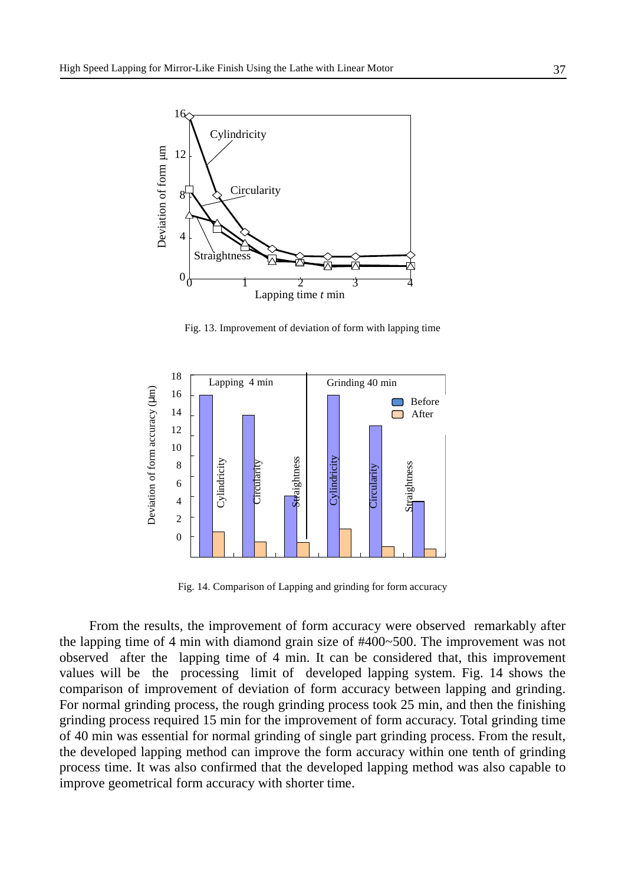Fig. 13. Improvement of deviation of form with lapping time

Fig. 14. Comparison of Lapping and grinding for form accuracy

From the results, the improvement of form accuracy were observed remarkably after the lapping time of 4 min with diamond grain size of #400~500. The improvement was not observed after the lapping time of 4 min. It can be considered that, this improvement values will be the processing limit of developed lapping system. Fig. 14 shows the comparison of improvement of deviation of form accuracy between lapping and grinding. For normal grinding process, the rough grinding process took 25 min, and then the finishing grinding process required 15 min for the improvement of form accuracy. Total grinding time of 40 min was essential for normal grinding of single part grinding process. From the result, the developed lapping method can improve the form accuracy within one tenth of grinding process time. It was also confirmed that the developed lapping method was also capable to improve geometrical form accuracy with shorter time.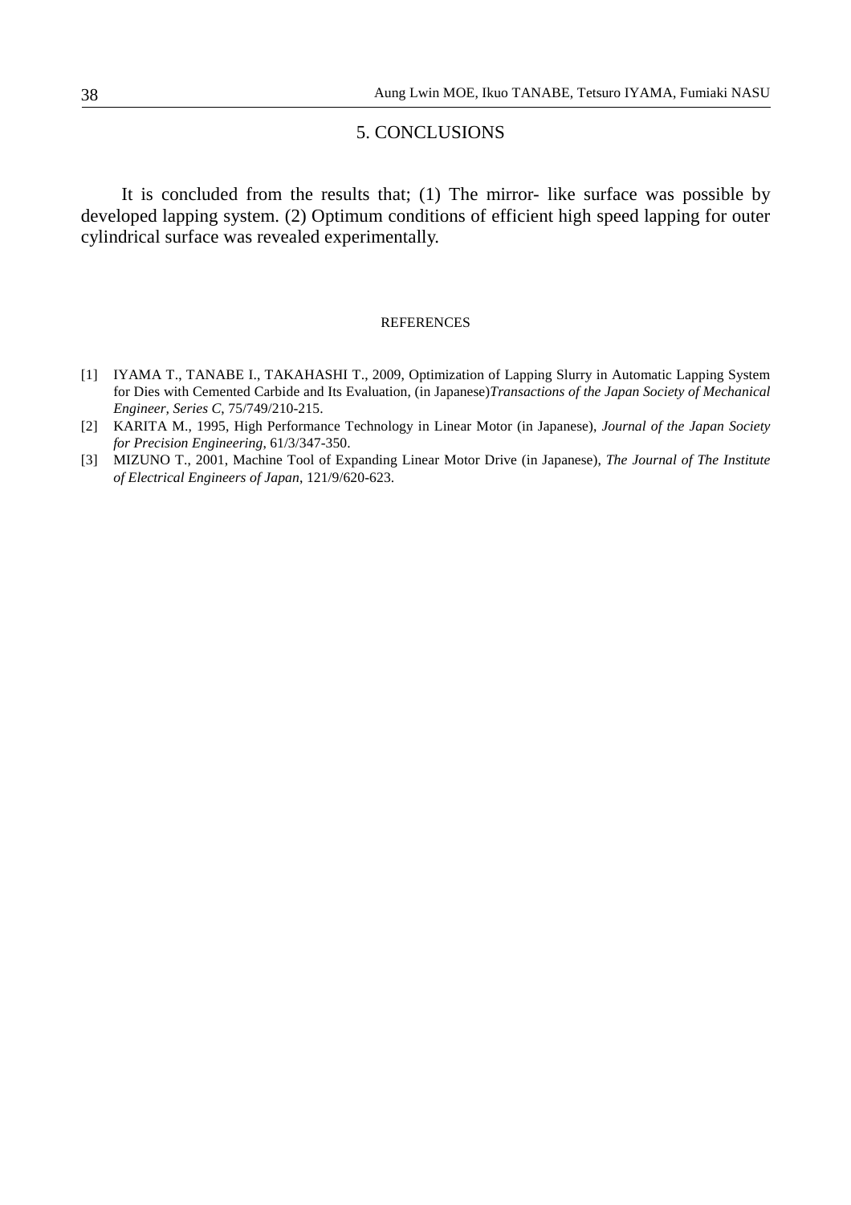## 5. CONCLUSIONS

It is concluded from the results that; (1) The mirror- like surface was possible by developed lapping system. (2) Optimum conditions of efficient high speed lapping for outer cylindrical surface was revealed experimentally.

### REFERENCES

[1] IYAMA T., TANABE I., TAKAHASHI T., 2009, Optimization of Lapping Slurry in Automatic Lapping System for Dies with Cemented Carbide and Its Evaluation, (in Japanese)*Transactions of the Japan Society of Mechanical Engineer, Series C*, 75/749/210-215.

[2] KARITA M., 1995, High Performance Technology in Linear Motor (in Japanese), *Journal of the Japan Society for Precision Engineering*, 61/3/347-350.

[3] MIZUNO T., 2001, Machine Tool of Expanding Linear Motor Drive (in Japanese), *The Journal of The Institute of Electrical Engineers of Japan*, 121/9/620-623.